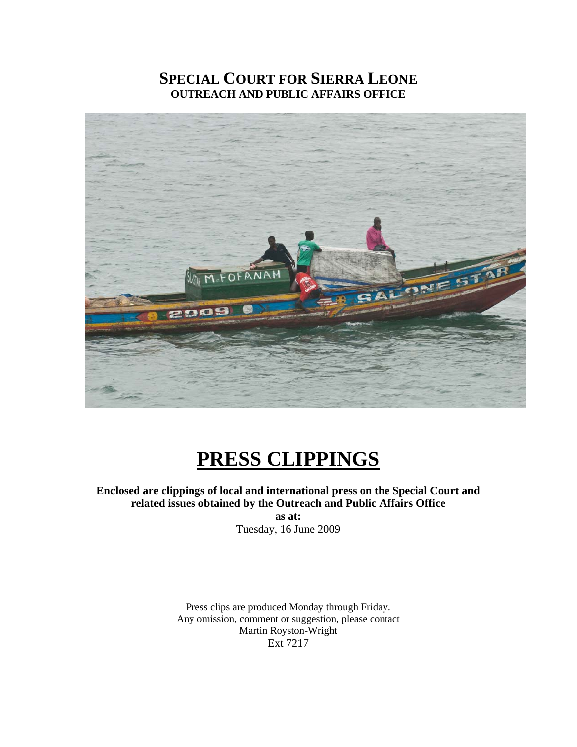# SPECIAL COURT FOR SIERRA LEONE
## OUTREACH AND PUBLIC AFFAIRS OFFICE

# PRESS CLIPPINGS

**Enclosed are clippings of local and international press on the Special Court and related issues obtained by the Outreach and Public Affairs Office**
**as at:**
Tuesday, 16 June 2009

Press clips are produced Monday through Friday.
Any omission, comment or suggestion, please contact
Martin Royston-Wright
Ext 7217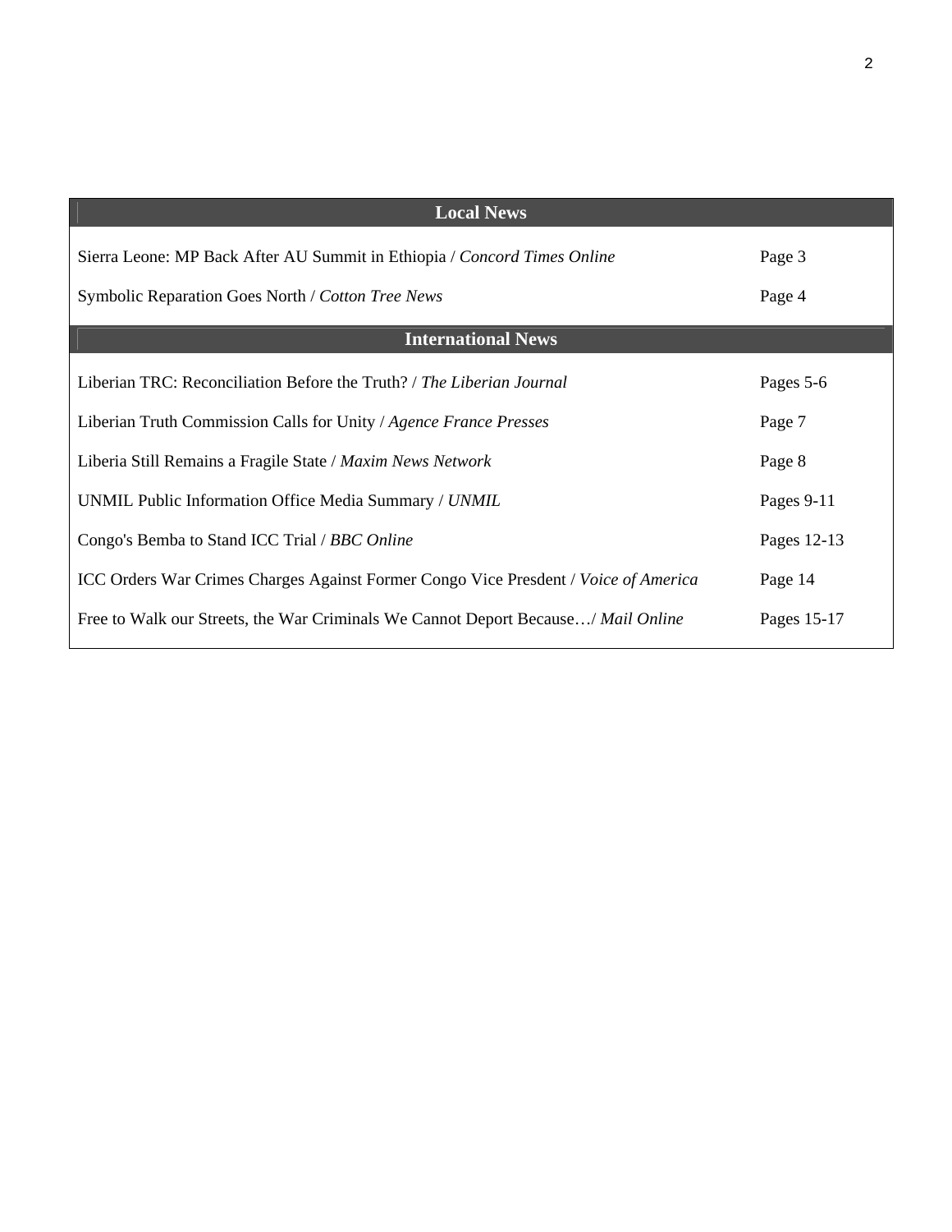| Local News | |
|---|---|
| Sierra Leone: MP Back After AU Summit in Ethiopia / *Concord Times Online* | Page 3 |
| Symbolic Reparation Goes North / *Cotton Tree News* | Page 4 |
| **International News** | |
| Liberian TRC: Reconciliation Before the Truth? / *The Liberian Journal* | Pages 5-6 |
| Liberian Truth Commission Calls for Unity / *Agence France Presses* | Page 7 |
| Liberia Still Remains a Fragile State / *Maxim News Network* | Page 8 |
| UNMIL Public Information Office Media Summary / *UNMIL* | Pages 9-11 |
| Congo's Bemba to Stand ICC Trial / *BBC Online* | Pages 12-13 |
| ICC Orders War Crimes Charges Against Former Congo Vice Presdent / *Voice of America* | Page 14 |
| Free to Walk our Streets, the War Criminals We Cannot Deport Because…/ *Mail Online* | Pages 15-17 |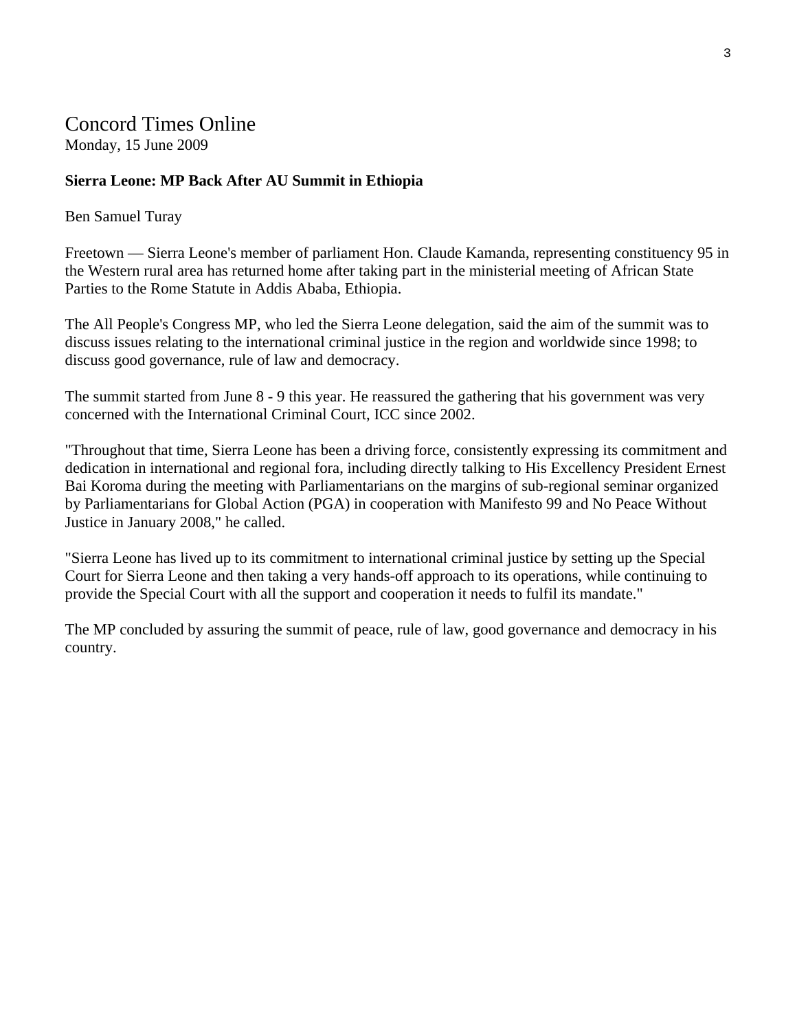Concord Times Online
Monday, 15 June 2009

**Sierra Leone: MP Back After AU Summit in Ethiopia**

Ben Samuel Turay

Freetown — Sierra Leone's member of parliament Hon. Claude Kamanda, representing constituency 95 in the Western rural area has returned home after taking part in the ministerial meeting of African State Parties to the Rome Statute in Addis Ababa, Ethiopia.

The All People's Congress MP, who led the Sierra Leone delegation, said the aim of the summit was to discuss issues relating to the international criminal justice in the region and worldwide since 1998; to discuss good governance, rule of law and democracy.

The summit started from June 8 - 9 this year. He reassured the gathering that his government was very concerned with the International Criminal Court, ICC since 2002.

"Throughout that time, Sierra Leone has been a driving force, consistently expressing its commitment and dedication in international and regional fora, including directly talking to His Excellency President Ernest Bai Koroma during the meeting with Parliamentarians on the margins of sub-regional seminar organized by Parliamentarians for Global Action (PGA) in cooperation with Manifesto 99 and No Peace Without Justice in January 2008," he called.

"Sierra Leone has lived up to its commitment to international criminal justice by setting up the Special Court for Sierra Leone and then taking a very hands-off approach to its operations, while continuing to provide the Special Court with all the support and cooperation it needs to fulfil its mandate."

The MP concluded by assuring the summit of peace, rule of law, good governance and democracy in his country.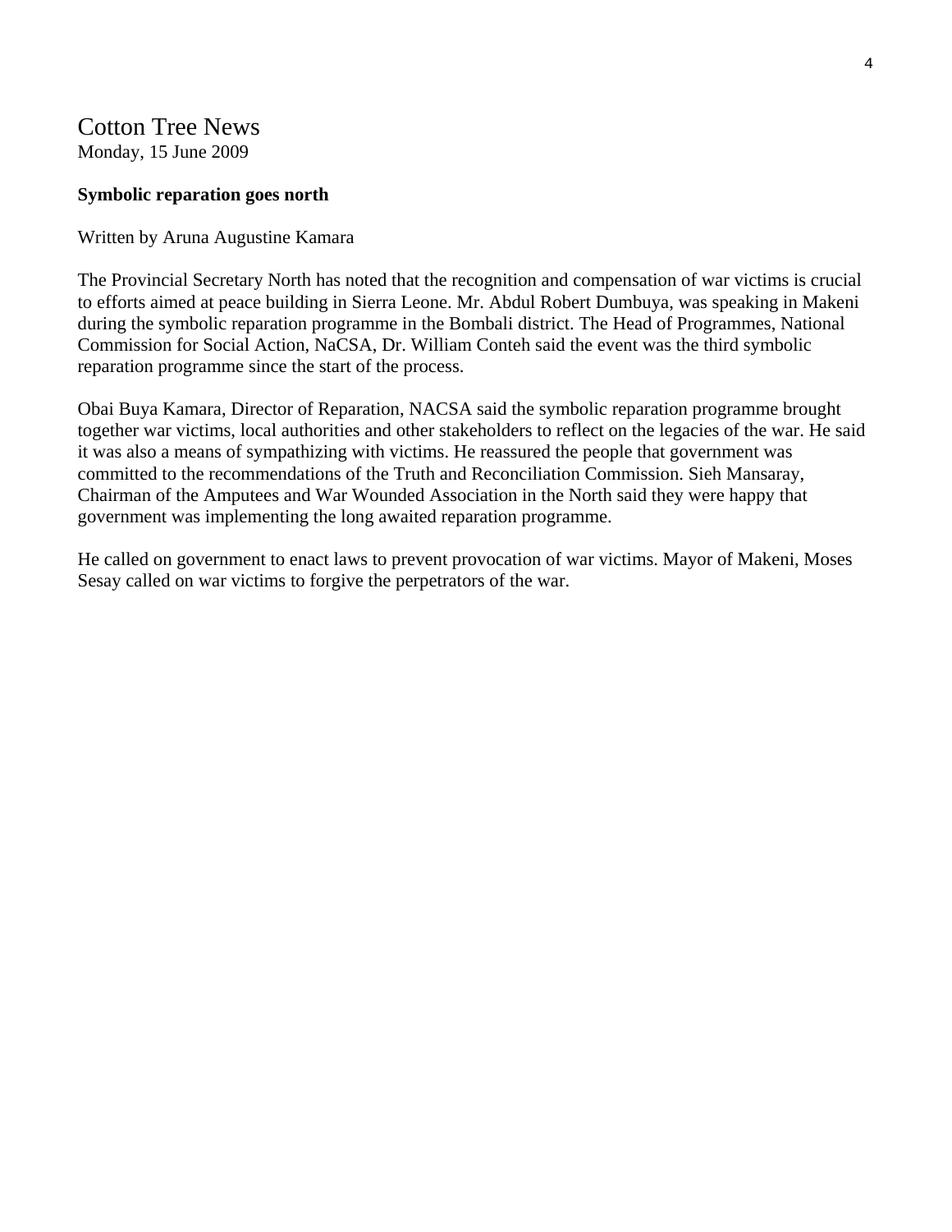# Cotton Tree News

Monday, 15 June 2009

**Symbolic reparation goes north**

Written by Aruna Augustine Kamara

The Provincial Secretary North has noted that the recognition and compensation of war victims is crucial to efforts aimed at peace building in Sierra Leone. Mr. Abdul Robert Dumbuya, was speaking in Makeni during the symbolic reparation programme in the Bombali district. The Head of Programmes, National Commission for Social Action, NaCSA, Dr. William Conteh said the event was the third symbolic reparation programme since the start of the process.

Obai Buya Kamara, Director of Reparation, NACSA said the symbolic reparation programme brought together war victims, local authorities and other stakeholders to reflect on the legacies of the war. He said it was also a means of sympathizing with victims. He reassured the people that government was committed to the recommendations of the Truth and Reconciliation Commission. Sieh Mansaray, Chairman of the Amputees and War Wounded Association in the North said they were happy that government was implementing the long awaited reparation programme.

He called on government to enact laws to prevent provocation of war victims. Mayor of Makeni, Moses Sesay called on war victims to forgive the perpetrators of the war.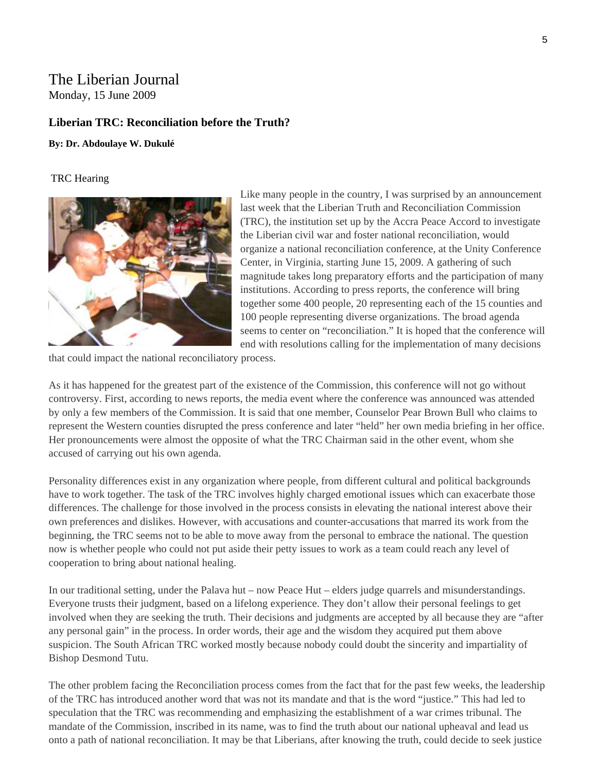# The Liberian Journal

Monday, 15 June 2009

### Liberian TRC: Reconciliation before the Truth?

**By: Dr. Abdoulaye W. Dukulé**

TRC Hearing

Like many people in the country, I was surprised by an announcement last week that the Liberian Truth and Reconciliation Commission (TRC), the institution set up by the Accra Peace Accord to investigate the Liberian civil war and foster national reconciliation, would organize a national reconciliation conference, at the Unity Conference Center, in Virginia, starting June 15, 2009. A gathering of such magnitude takes long preparatory efforts and the participation of many institutions. According to press reports, the conference will bring together some 400 people, 20 representing each of the 15 counties and 100 people representing diverse organizations. The broad agenda seems to center on "reconciliation." It is hoped that the conference will end with resolutions calling for the implementation of many decisions that could impact the national reconciliatory process.

As it has happened for the greatest part of the existence of the Commission, this conference will not go without controversy. First, according to news reports, the media event where the conference was announced was attended by only a few members of the Commission. It is said that one member, Counselor Pear Brown Bull who claims to represent the Western counties disrupted the press conference and later "held" her own media briefing in her office. Her pronouncements were almost the opposite of what the TRC Chairman said in the other event, whom she accused of carrying out his own agenda.

Personality differences exist in any organization where people, from different cultural and political backgrounds have to work together. The task of the TRC involves highly charged emotional issues which can exacerbate those differences. The challenge for those involved in the process consists in elevating the national interest above their own preferences and dislikes. However, with accusations and counter-accusations that marred its work from the beginning, the TRC seems not to be able to move away from the personal to embrace the national. The question now is whether people who could not put aside their petty issues to work as a team could reach any level of cooperation to bring about national healing.

In our traditional setting, under the Palava hut – now Peace Hut – elders judge quarrels and misunderstandings. Everyone trusts their judgment, based on a lifelong experience. They don't allow their personal feelings to get involved when they are seeking the truth. Their decisions and judgments are accepted by all because they are "after any personal gain" in the process. In order words, their age and the wisdom they acquired put them above suspicion. The South African TRC worked mostly because nobody could doubt the sincerity and impartiality of Bishop Desmond Tutu.

The other problem facing the Reconciliation process comes from the fact that for the past few weeks, the leadership of the TRC has introduced another word that was not its mandate and that is the word "justice." This had led to speculation that the TRC was recommending and emphasizing the establishment of a war crimes tribunal. The mandate of the Commission, inscribed in its name, was to find the truth about our national upheaval and lead us onto a path of national reconciliation. It may be that Liberians, after knowing the truth, could decide to seek justice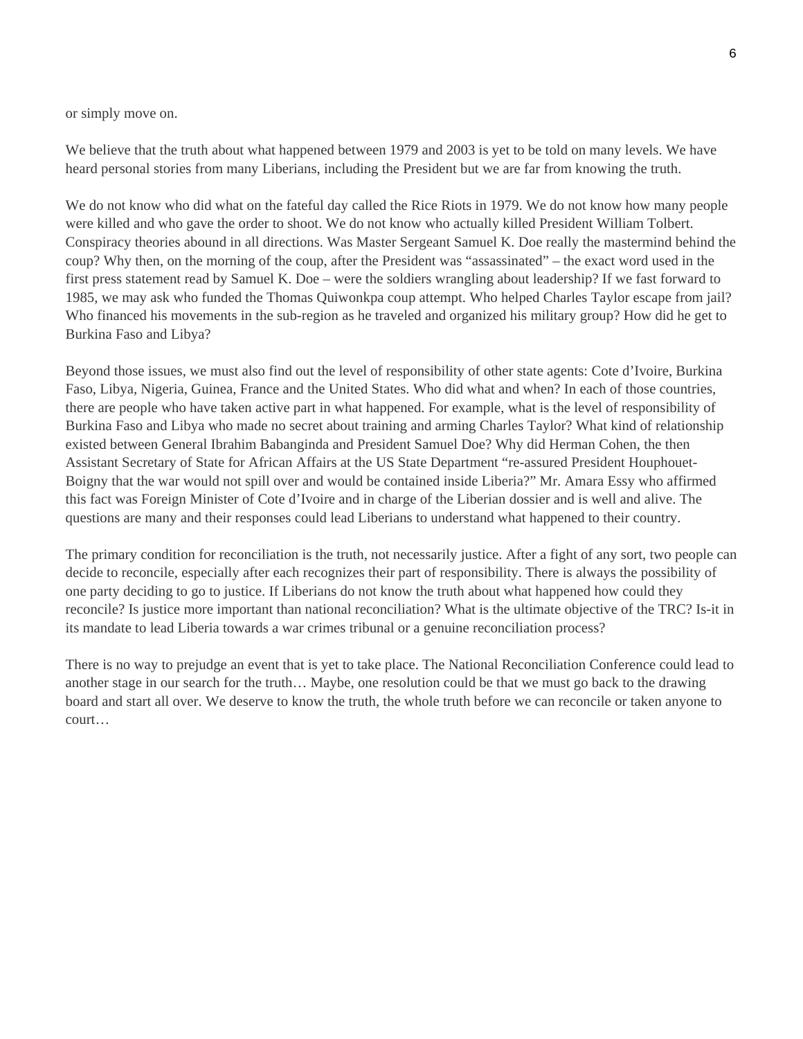or simply move on.

We believe that the truth about what happened between 1979 and 2003 is yet to be told on many levels. We have heard personal stories from many Liberians, including the President but we are far from knowing the truth.

We do not know who did what on the fateful day called the Rice Riots in 1979. We do not know how many people were killed and who gave the order to shoot. We do not know who actually killed President William Tolbert. Conspiracy theories abound in all directions. Was Master Sergeant Samuel K. Doe really the mastermind behind the coup? Why then, on the morning of the coup, after the President was "assassinated" – the exact word used in the first press statement read by Samuel K. Doe – were the soldiers wrangling about leadership? If we fast forward to 1985, we may ask who funded the Thomas Quiwonkpa coup attempt. Who helped Charles Taylor escape from jail? Who financed his movements in the sub-region as he traveled and organized his military group? How did he get to Burkina Faso and Libya?

Beyond those issues, we must also find out the level of responsibility of other state agents: Cote d'Ivoire, Burkina Faso, Libya, Nigeria, Guinea, France and the United States. Who did what and when? In each of those countries, there are people who have taken active part in what happened. For example, what is the level of responsibility of Burkina Faso and Libya who made no secret about training and arming Charles Taylor? What kind of relationship existed between General Ibrahim Babanginda and President Samuel Doe? Why did Herman Cohen, the then Assistant Secretary of State for African Affairs at the US State Department "re-assured President Houphouet-Boigny that the war would not spill over and would be contained inside Liberia?" Mr. Amara Essy who affirmed this fact was Foreign Minister of Cote d'Ivoire and in charge of the Liberian dossier and is well and alive. The questions are many and their responses could lead Liberians to understand what happened to their country.

The primary condition for reconciliation is the truth, not necessarily justice. After a fight of any sort, two people can decide to reconcile, especially after each recognizes their part of responsibility. There is always the possibility of one party deciding to go to justice. If Liberians do not know the truth about what happened how could they reconcile? Is justice more important than national reconciliation? What is the ultimate objective of the TRC? Is-it in its mandate to lead Liberia towards a war crimes tribunal or a genuine reconciliation process?

There is no way to prejudge an event that is yet to take place. The National Reconciliation Conference could lead to another stage in our search for the truth… Maybe, one resolution could be that we must go back to the drawing board and start all over. We deserve to know the truth, the whole truth before we can reconcile or taken anyone to court…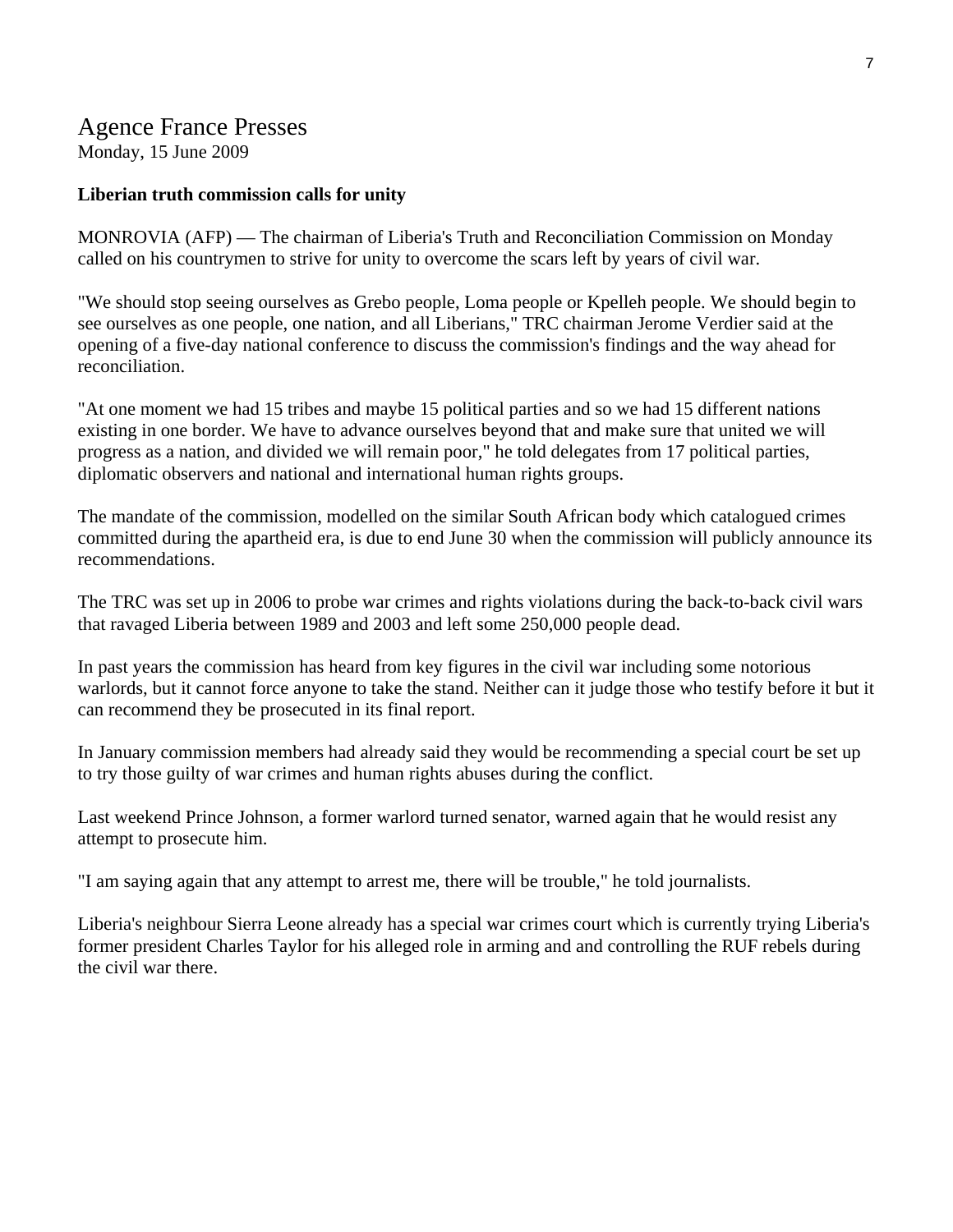# Agence France Presses

Monday, 15 June 2009

**Liberian truth commission calls for unity**

MONROVIA (AFP) — The chairman of Liberia's Truth and Reconciliation Commission on Monday called on his countrymen to strive for unity to overcome the scars left by years of civil war.

"We should stop seeing ourselves as Grebo people, Loma people or Kpelleh people. We should begin to see ourselves as one people, one nation, and all Liberians," TRC chairman Jerome Verdier said at the opening of a five-day national conference to discuss the commission's findings and the way ahead for reconciliation.

"At one moment we had 15 tribes and maybe 15 political parties and so we had 15 different nations existing in one border. We have to advance ourselves beyond that and make sure that united we will progress as a nation, and divided we will remain poor," he told delegates from 17 political parties, diplomatic observers and national and international human rights groups.

The mandate of the commission, modelled on the similar South African body which catalogued crimes committed during the apartheid era, is due to end June 30 when the commission will publicly announce its recommendations.

The TRC was set up in 2006 to probe war crimes and rights violations during the back-to-back civil wars that ravaged Liberia between 1989 and 2003 and left some 250,000 people dead.

In past years the commission has heard from key figures in the civil war including some notorious warlords, but it cannot force anyone to take the stand. Neither can it judge those who testify before it but it can recommend they be prosecuted in its final report.

In January commission members had already said they would be recommending a special court be set up to try those guilty of war crimes and human rights abuses during the conflict.

Last weekend Prince Johnson, a former warlord turned senator, warned again that he would resist any attempt to prosecute him.

"I am saying again that any attempt to arrest me, there will be trouble," he told journalists.

Liberia's neighbour Sierra Leone already has a special war crimes court which is currently trying Liberia's former president Charles Taylor for his alleged role in arming and and controlling the RUF rebels during the civil war there.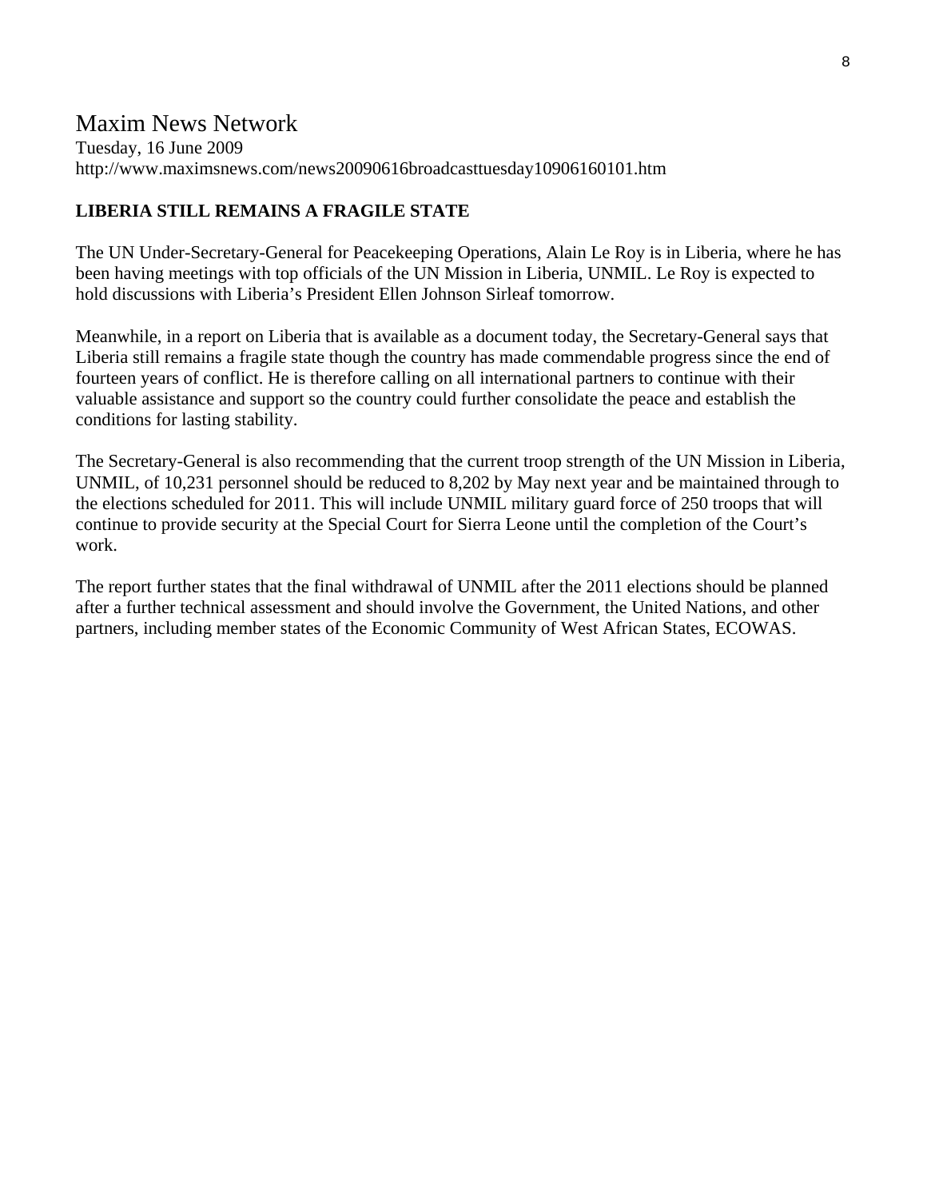## Maxim News Network

Tuesday, 16 June 2009
http://www.maximsnews.com/news20090616broadcasttuesday10906160101.htm

**LIBERIA STILL REMAINS A FRAGILE STATE**

The UN Under-Secretary-General for Peacekeeping Operations, Alain Le Roy is in Liberia, where he has been having meetings with top officials of the UN Mission in Liberia, UNMIL. Le Roy is expected to hold discussions with Liberia's President Ellen Johnson Sirleaf tomorrow.

Meanwhile, in a report on Liberia that is available as a document today, the Secretary-General says that Liberia still remains a fragile state though the country has made commendable progress since the end of fourteen years of conflict. He is therefore calling on all international partners to continue with their valuable assistance and support so the country could further consolidate the peace and establish the conditions for lasting stability.

The Secretary-General is also recommending that the current troop strength of the UN Mission in Liberia, UNMIL, of 10,231 personnel should be reduced to 8,202 by May next year and be maintained through to the elections scheduled for 2011. This will include UNMIL military guard force of 250 troops that will continue to provide security at the Special Court for Sierra Leone until the completion of the Court's work.

The report further states that the final withdrawal of UNMIL after the 2011 elections should be planned after a further technical assessment and should involve the Government, the United Nations, and other partners, including member states of the Economic Community of West African States, ECOWAS.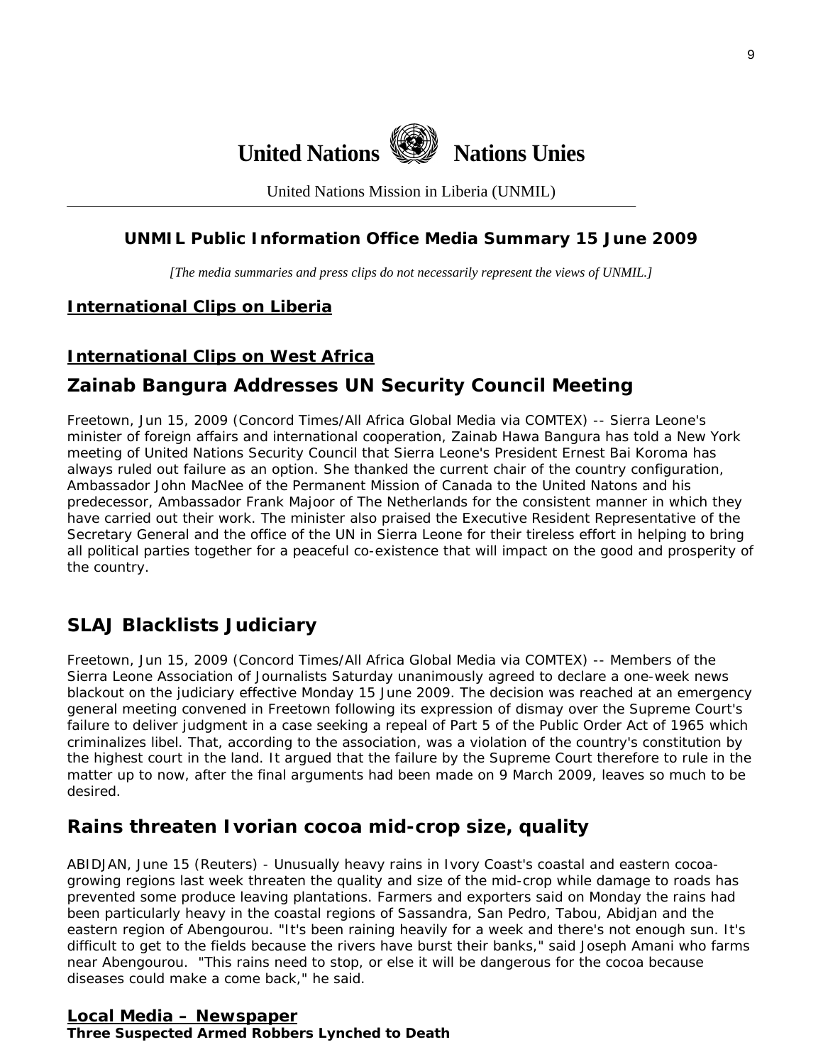# United Nations Nations Unies

United Nations Mission in Liberia (UNMIL)

## UNMIL Public Information Office Media Summary 15 June 2009

*[The media summaries and press clips do not necessarily represent the views of UNMIL.]*

## International Clips on Liberia

## International Clips on West Africa

### Zainab Bangura Addresses UN Security Council Meeting

Freetown, Jun 15, 2009 (Concord Times/All Africa Global Media via COMTEX) -- Sierra Leone's minister of foreign affairs and international cooperation, Zainab Hawa Bangura has told a New York meeting of United Nations Security Council that Sierra Leone's President Ernest Bai Koroma has always ruled out failure as an option. She thanked the current chair of the country configuration, Ambassador John MacNee of the Permanent Mission of Canada to the United Natons and his predecessor, Ambassador Frank Majoor of The Netherlands for the consistent manner in which they have carried out their work. The minister also praised the Executive Resident Representative of the Secretary General and the office of the UN in Sierra Leone for their tireless effort in helping to bring all political parties together for a peaceful co-existence that will impact on the good and prosperity of the country.

### SLAJ Blacklists Judiciary

Freetown, Jun 15, 2009 (Concord Times/All Africa Global Media via COMTEX) -- Members of the Sierra Leone Association of Journalists Saturday unanimously agreed to declare a one-week news blackout on the judiciary effective Monday 15 June 2009. The decision was reached at an emergency general meeting convened in Freetown following its expression of dismay over the Supreme Court's failure to deliver judgment in a case seeking a repeal of Part 5 of the Public Order Act of 1965 which criminalizes libel. That, according to the association, was a violation of the country's constitution by the highest court in the land. It argued that the failure by the Supreme Court therefore to rule in the matter up to now, after the final arguments had been made on 9 March 2009, leaves so much to be desired.

### Rains threaten Ivorian cocoa mid-crop size, quality

ABIDJAN, June 15 (Reuters) - Unusually heavy rains in Ivory Coast's coastal and eastern cocoa-growing regions last week threaten the quality and size of the mid-crop while damage to roads has prevented some produce leaving plantations. Farmers and exporters said on Monday the rains had been particularly heavy in the coastal regions of Sassandra, San Pedro, Tabou, Abidjan and the eastern region of Abengourou. "It's been raining heavily for a week and there's not enough sun. It's difficult to get to the fields because the rivers have burst their banks," said Joseph Amani who farms near Abengourou. "This rains need to stop, or else it will be dangerous for the cocoa because diseases could make a come back," he said.

## Local Media – Newspaper

**Three Suspected Armed Robbers Lynched to Death**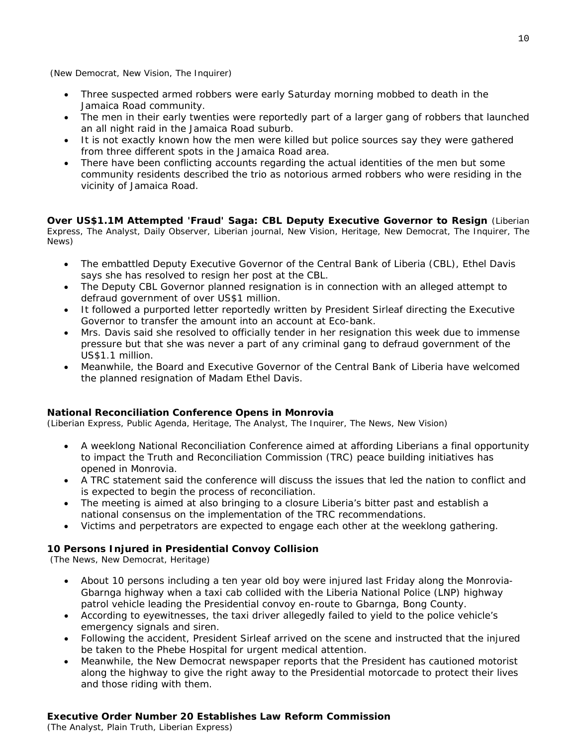(New Democrat, New Vision, The Inquirer)

- Three suspected armed robbers were early Saturday morning mobbed to death in the Jamaica Road community.
- The men in their early twenties were reportedly part of a larger gang of robbers that launched an all night raid in the Jamaica Road suburb.
- It is not exactly known how the men were killed but police sources say they were gathered from three different spots in the Jamaica Road area.
- There have been conflicting accounts regarding the actual identities of the men but some community residents described the trio as notorious armed robbers who were residing in the vicinity of Jamaica Road.

**Over US$1.1M Attempted 'Fraud' Saga: CBL Deputy Executive Governor to Resign** (Liberian Express, The Analyst, Daily Observer, Liberian journal, New Vision, Heritage, New Democrat, The Inquirer, The News)

- The embattled Deputy Executive Governor of the Central Bank of Liberia (CBL), Ethel Davis says she has resolved to resign her post at the CBL.
- The Deputy CBL Governor planned resignation is in connection with an alleged attempt to defraud government of over US$1 million.
- It followed a purported letter reportedly written by President Sirleaf directing the Executive Governor to transfer the amount into an account at Eco-bank.
- Mrs. Davis said she resolved to officially tender in her resignation this week due to immense pressure but that she was never a part of any criminal gang to defraud government of the US$1.1 million.
- Meanwhile, the Board and Executive Governor of the Central Bank of Liberia have welcomed the planned resignation of Madam Ethel Davis.

**National Reconciliation Conference Opens in Monrovia**
(Liberian Express, Public Agenda, Heritage, The Analyst, The Inquirer, The News, New Vision)

- A weeklong National Reconciliation Conference aimed at affording Liberians a final opportunity to impact the Truth and Reconciliation Commission (TRC) peace building initiatives has opened in Monrovia.
- A TRC statement said the conference will discuss the issues that led the nation to conflict and is expected to begin the process of reconciliation.
- The meeting is aimed at also bringing to a closure Liberia's bitter past and establish a national consensus on the implementation of the TRC recommendations.
- Victims and perpetrators are expected to engage each other at the weeklong gathering.

**10 Persons Injured in Presidential Convoy Collision**
(The News, New Democrat, Heritage)

- About 10 persons including a ten year old boy were injured last Friday along the Monrovia-Gbarnga highway when a taxi cab collided with the Liberia National Police (LNP) highway patrol vehicle leading the Presidential convoy en-route to Gbarnga, Bong County.
- According to eyewitnesses, the taxi driver allegedly failed to yield to the police vehicle's emergency signals and siren.
- Following the accident, President Sirleaf arrived on the scene and instructed that the injured be taken to the Phebe Hospital for urgent medical attention.
- Meanwhile, the New Democrat newspaper reports that the President has cautioned motorist along the highway to give the right away to the Presidential motorcade to protect their lives and those riding with them.

**Executive Order Number 20 Establishes Law Reform Commission**
(The Analyst, Plain Truth, Liberian Express)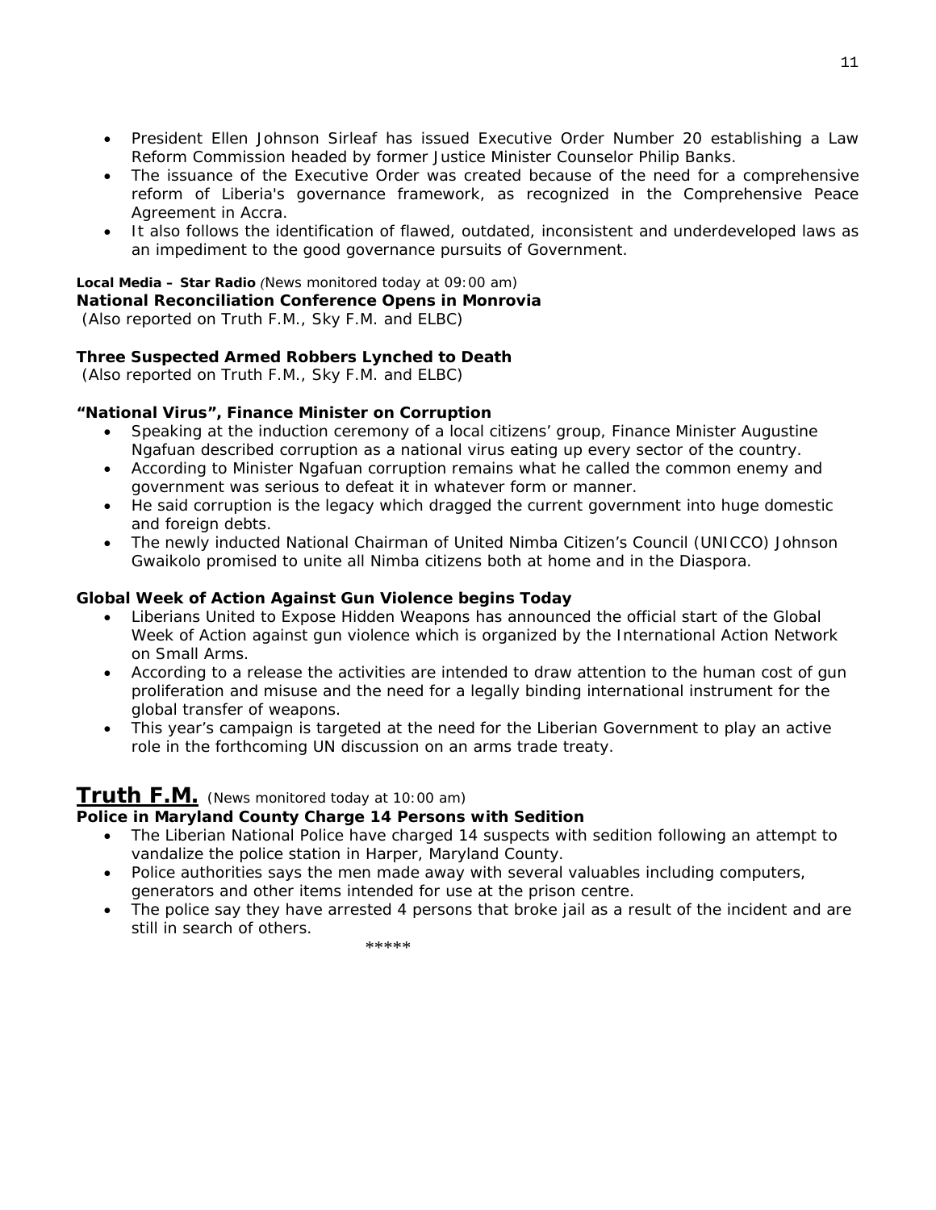- President Ellen Johnson Sirleaf has issued Executive Order Number 20 establishing a Law Reform Commission headed by former Justice Minister Counselor Philip Banks.
- The issuance of the Executive Order was created because of the need for a comprehensive reform of Liberia's governance framework, as recognized in the Comprehensive Peace Agreement in Accra.
- It also follows the identification of flawed, outdated, inconsistent and underdeveloped laws as an impediment to the good governance pursuits of Government.

**Local Media – Star Radio** *(News monitored today at 09:00 am)*

**National Reconciliation Conference Opens in Monrovia**

(Also reported on Truth F.M., Sky F.M. and ELBC)

**Three Suspected Armed Robbers Lynched to Death**

(Also reported on Truth F.M., Sky F.M. and ELBC)

**"National Virus", Finance Minister on Corruption**

- Speaking at the induction ceremony of a local citizens' group, Finance Minister Augustine Ngafuan described corruption as a national virus eating up every sector of the country.
- According to Minister Ngafuan corruption remains what he called the common enemy and government was serious to defeat it in whatever form or manner.
- He said corruption is the legacy which dragged the current government into huge domestic and foreign debts.
- The newly inducted National Chairman of United Nimba Citizen's Council (UNICCO) Johnson Gwaikolo promised to unite all Nimba citizens both at home and in the Diaspora.

**Global Week of Action Against Gun Violence begins Today**

- Liberians United to Expose Hidden Weapons has announced the official start of the Global Week of Action against gun violence which is organized by the International Action Network on Small Arms.
- According to a release the activities are intended to draw attention to the human cost of gun proliferation and misuse and the need for a legally binding international instrument for the global transfer of weapons.
- This year's campaign is targeted at the need for the Liberian Government to play an active role in the forthcoming UN discussion on an arms trade treaty.

## Truth F.M. *(News monitored today at 10:00 am)*

**Police in Maryland County Charge 14 Persons with Sedition**

- The Liberian National Police have charged 14 suspects with sedition following an attempt to vandalize the police station in Harper, Maryland County.
- Police authorities says the men made away with several valuables including computers, generators and other items intended for use at the prison centre.
- The police say they have arrested 4 persons that broke jail as a result of the incident and are still in search of others.

\*\*\*\*\*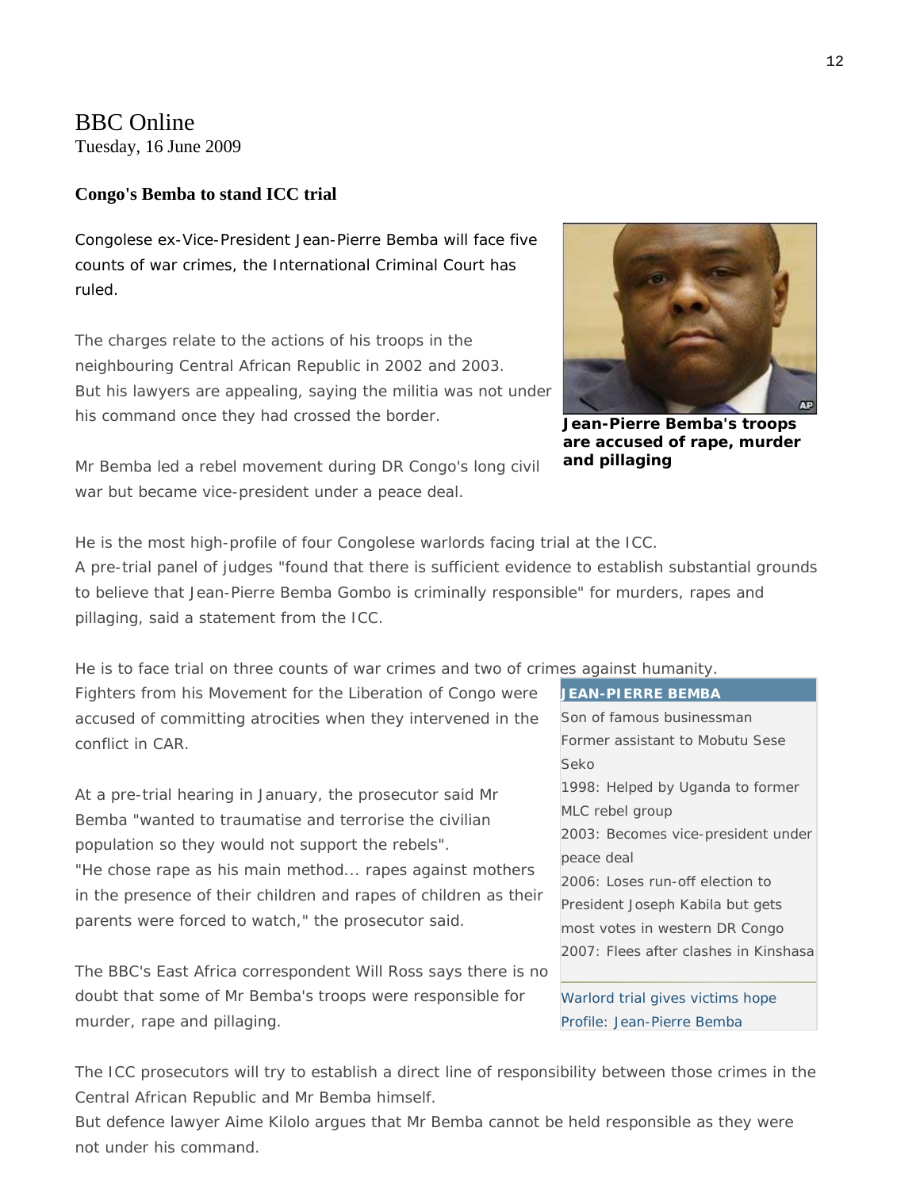BBC Online
Tuesday, 16 June 2009

**Congo's Bemba to stand ICC trial**

Congolese ex-Vice-President Jean-Pierre Bemba will face five counts of war crimes, the International Criminal Court has ruled.

The charges relate to the actions of his troops in the neighbouring Central African Republic in 2002 and 2003. But his lawyers are appealing, saying the militia was not under his command once they had crossed the border.

**Jean-Pierre Bemba's troops are accused of rape, murder and pillaging**

Mr Bemba led a rebel movement during DR Congo's long civil war but became vice-president under a peace deal.

He is the most high-profile of four Congolese warlords facing trial at the ICC.
A pre-trial panel of judges "found that there is sufficient evidence to establish substantial grounds to believe that Jean-Pierre Bemba Gombo is criminally responsible" for murders, rapes and pillaging, said a statement from the ICC.

He is to face trial on three counts of war crimes and two of crimes against humanity.
Fighters from his Movement for the Liberation of Congo were accused of committing atrocities when they intervened in the conflict in CAR.

At a pre-trial hearing in January, the prosecutor said Mr Bemba "wanted to traumatise and terrorise the civilian population so they would not support the rebels".
"He chose rape as his main method... rapes against mothers in the presence of their children and rapes of children as their parents were forced to watch," the prosecutor said.

The BBC's East Africa correspondent Will Ross says there is no doubt that some of Mr Bemba's troops were responsible for murder, rape and pillaging.

**JEAN-PIERRE BEMBA**

Son of famous businessman
Former assistant to Mobutu Sese Seko
1998: Helped by Uganda to former MLC rebel group
2003: Becomes vice-president under peace deal
2006: Loses run-off election to President Joseph Kabila but gets most votes in western DR Congo
2007: Flees after clashes in Kinshasa

Warlord trial gives victims hope
Profile: Jean-Pierre Bemba

The ICC prosecutors will try to establish a direct line of responsibility between those crimes in the Central African Republic and Mr Bemba himself.
But defence lawyer Aime Kilolo argues that Mr Bemba cannot be held responsible as they were not under his command.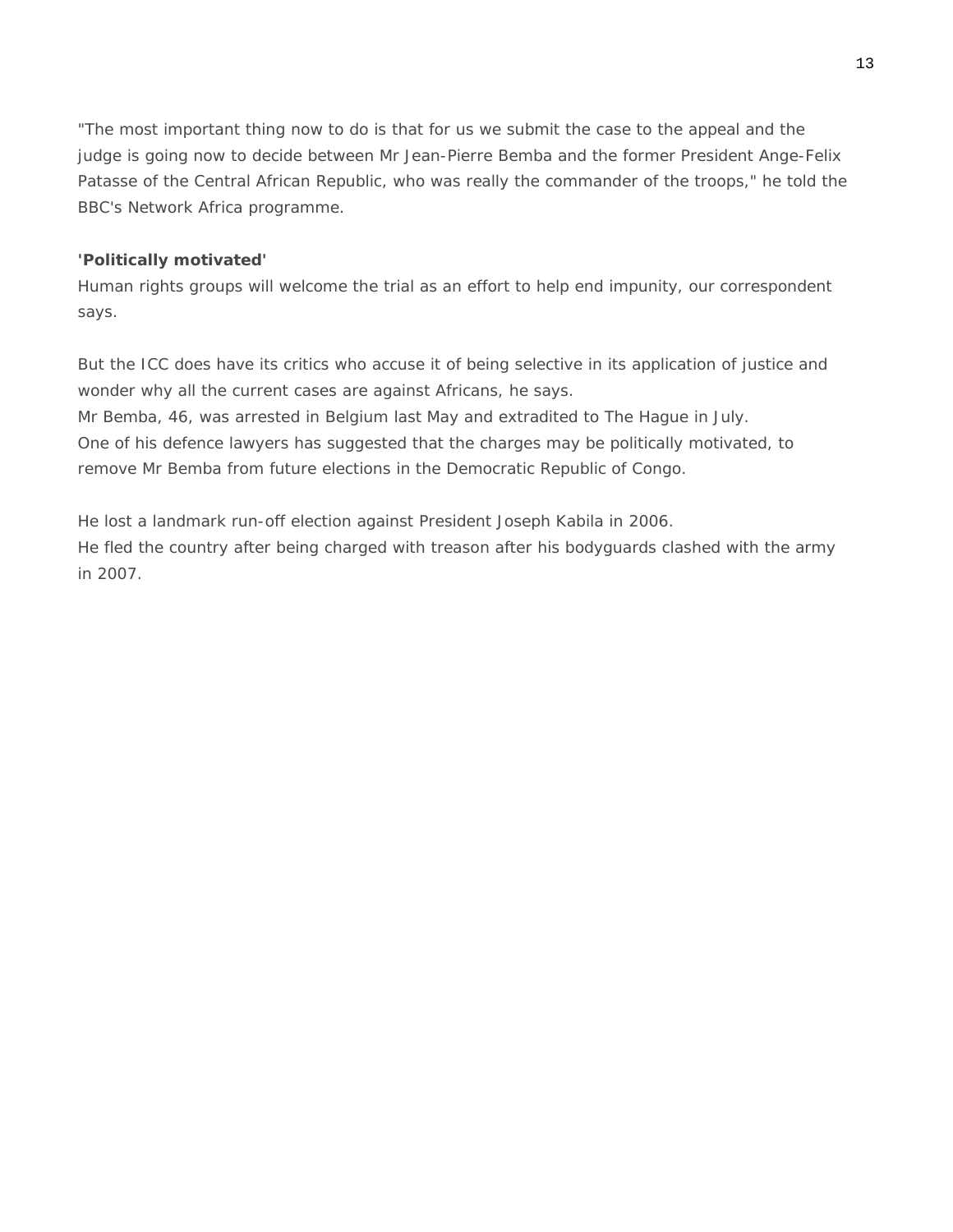"The most important thing now to do is that for us we submit the case to the appeal and the judge is going now to decide between Mr Jean-Pierre Bemba and the former President Ange-Felix Patasse of the Central African Republic, who was really the commander of the troops," he told the BBC's Network Africa programme.

**'Politically motivated'**

Human rights groups will welcome the trial as an effort to help end impunity, our correspondent says.

But the ICC does have its critics who accuse it of being selective in its application of justice and wonder why all the current cases are against Africans, he says.

Mr Bemba, 46, was arrested in Belgium last May and extradited to The Hague in July.

One of his defence lawyers has suggested that the charges may be politically motivated, to remove Mr Bemba from future elections in the Democratic Republic of Congo.

He lost a landmark run-off election against President Joseph Kabila in 2006.

He fled the country after being charged with treason after his bodyguards clashed with the army in 2007.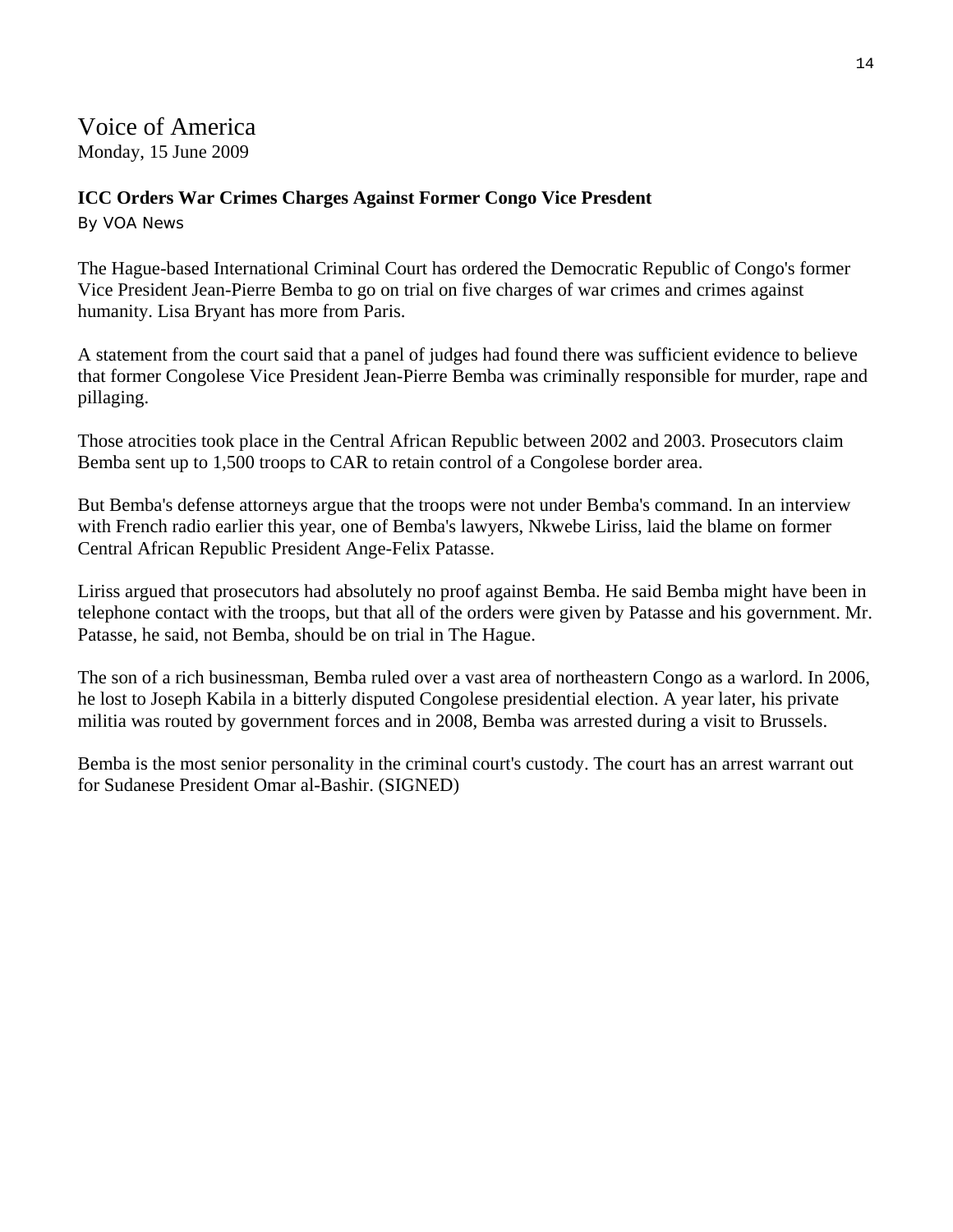# Voice of America

Monday, 15 June 2009

**ICC Orders War Crimes Charges Against Former Congo Vice Presdent**

By VOA News

The Hague-based International Criminal Court has ordered the Democratic Republic of Congo's former Vice President Jean-Pierre Bemba to go on trial on five charges of war crimes and crimes against humanity. Lisa Bryant has more from Paris.

A statement from the court said that a panel of judges had found there was sufficient evidence to believe that former Congolese Vice President Jean-Pierre Bemba was criminally responsible for murder, rape and pillaging.

Those atrocities took place in the Central African Republic between 2002 and 2003. Prosecutors claim Bemba sent up to 1,500 troops to CAR to retain control of a Congolese border area.

But Bemba's defense attorneys argue that the troops were not under Bemba's command. In an interview with French radio earlier this year, one of Bemba's lawyers, Nkwebe Liriss, laid the blame on former Central African Republic President Ange-Felix Patasse.

Liriss argued that prosecutors had absolutely no proof against Bemba. He said Bemba might have been in telephone contact with the troops, but that all of the orders were given by Patasse and his government. Mr. Patasse, he said, not Bemba, should be on trial in The Hague.

The son of a rich businessman, Bemba ruled over a vast area of northeastern Congo as a warlord. In 2006, he lost to Joseph Kabila in a bitterly disputed Congolese presidential election. A year later, his private militia was routed by government forces and in 2008, Bemba was arrested during a visit to Brussels.

Bemba is the most senior personality in the criminal court's custody. The court has an arrest warrant out for Sudanese President Omar al-Bashir. (SIGNED)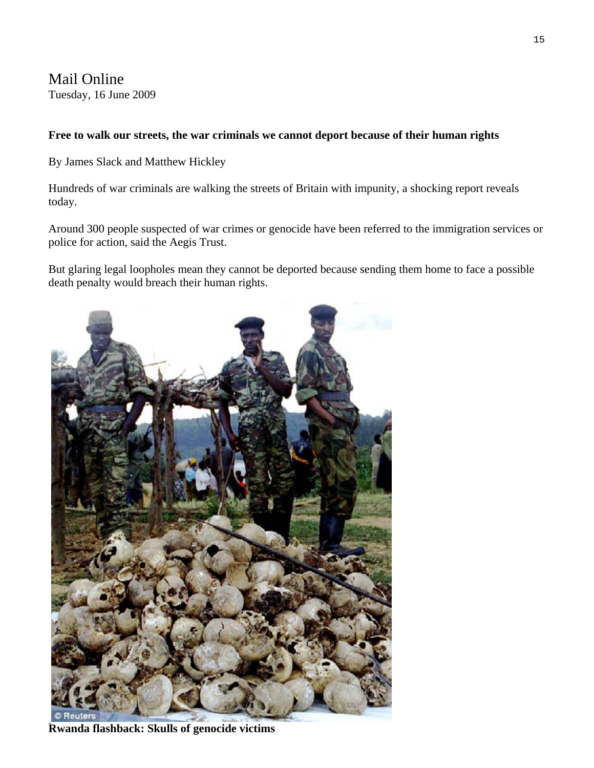Mail Online
Tuesday, 16 June 2009

**Free to walk our streets, the war criminals we cannot deport because of their human rights**

By James Slack and Matthew Hickley

Hundreds of war criminals are walking the streets of Britain with impunity, a shocking report reveals today.

Around 300 people suspected of war crimes or genocide have been referred to the immigration services or police for action, said the Aegis Trust.

But glaring legal loopholes mean they cannot be deported because sending them home to face a possible death penalty would breach their human rights.

© Reuters

**Rwanda flashback: Skulls of genocide victims**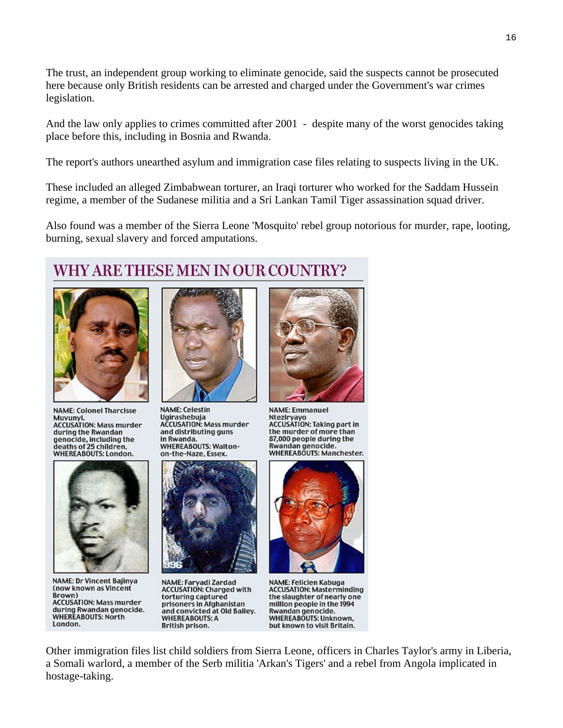The trust, an independent group working to eliminate genocide, said the suspects cannot be prosecuted here because only British residents can be arrested and charged under the Government's war crimes legislation.

And the law only applies to crimes committed after 2001 - despite many of the worst genocides taking place before this, including in Bosnia and Rwanda.

The report's authors unearthed asylum and immigration case files relating to suspects living in the UK.

These included an alleged Zimbabwean torturer, an Iraqi torturer who worked for the Saddam Hussein regime, a member of the Sudanese militia and a Sri Lankan Tamil Tiger assassination squad driver.

Also found was a member of the Sierra Leone 'Mosquito' rebel group notorious for murder, rape, looting, burning, sexual slavery and forced amputations.

## WHY ARE THESE MEN IN OUR COUNTRY?

**NAME:** Colonel Tharcisse Muvunyi.
**ACCUSATION:** Mass murder during the Rwandan genocide, including the deaths of 25 children.
**WHEREABOUTS:** London.

**NAME:** Celestin Ugirashebuja
**ACCUSATION:** Mass murder and distributing guns in Rwanda.
**WHEREABOUTS:** Walton-on-the-Naze, Essex.

**NAME:** Emmanuel Nteziryayo
**ACCUSATION:** Taking part in the murder of more than 87,000 people during the Rwandan genocide.
**WHEREABOUTS:** Manchester.

**NAME:** Dr Vincent Bajinya (now known as Vincent Brown)
**ACCUSATION:** Mass murder during Rwandan genocide.
**WHEREABOUTS:** North London.

**NAME:** Faryadi Zardad
**ACCUSATION:** Charged with torturing captured prisoners in Afghanistan and convicted at Old Bailey.
**WHEREABOUTS:** A British prison.

**NAME:** Felicien Kabuga
**ACCUSATION:** Masterminding the slaughter of nearly one million people in the 1994 Rwandan genocide.
**WHEREABOUTS:** Unknown, but known to visit Britain.

Other immigration files list child soldiers from Sierra Leone, officers in Charles Taylor's army in Liberia, a Somali warlord, a member of the Serb militia 'Arkan's Tigers' and a rebel from Angola implicated in hostage-taking.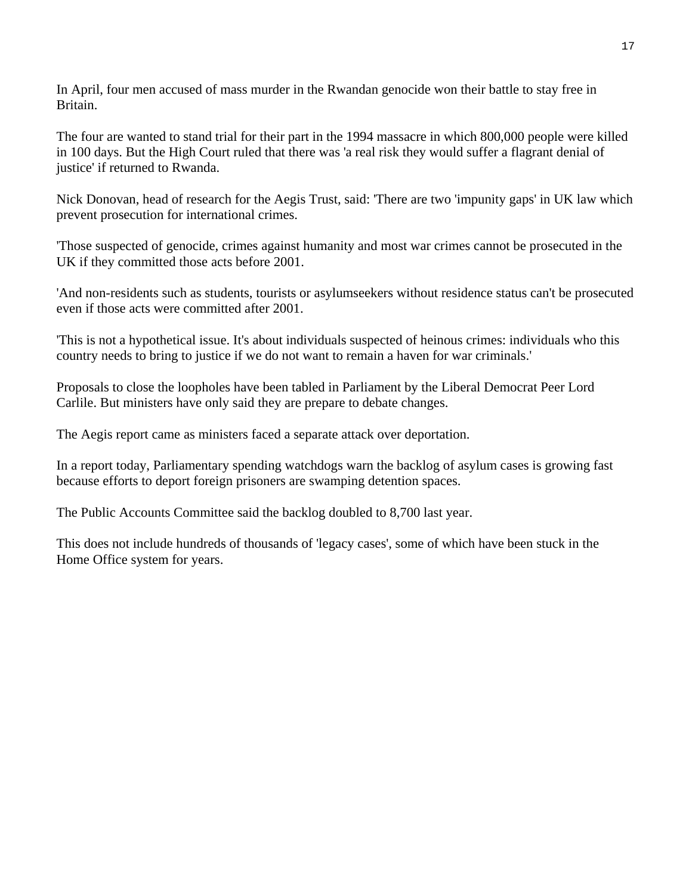In April, four men accused of mass murder in the Rwandan genocide won their battle to stay free in Britain.

The four are wanted to stand trial for their part in the 1994 massacre in which 800,000 people were killed in 100 days. But the High Court ruled that there was 'a real risk they would suffer a flagrant denial of justice' if returned to Rwanda.

Nick Donovan, head of research for the Aegis Trust, said: 'There are two 'impunity gaps' in UK law which prevent prosecution for international crimes.

'Those suspected of genocide, crimes against humanity and most war crimes cannot be prosecuted in the UK if they committed those acts before 2001.

'And non-residents such as students, tourists or asylumseekers without residence status can't be prosecuted even if those acts were committed after 2001.

'This is not a hypothetical issue. It's about individuals suspected of heinous crimes: individuals who this country needs to bring to justice if we do not want to remain a haven for war criminals.'

Proposals to close the loopholes have been tabled in Parliament by the Liberal Democrat Peer Lord Carlile. But ministers have only said they are prepare to debate changes.

The Aegis report came as ministers faced a separate attack over deportation.

In a report today, Parliamentary spending watchdogs warn the backlog of asylum cases is growing fast because efforts to deport foreign prisoners are swamping detention spaces.

The Public Accounts Committee said the backlog doubled to 8,700 last year.

This does not include hundreds of thousands of 'legacy cases', some of which have been stuck in the Home Office system for years.